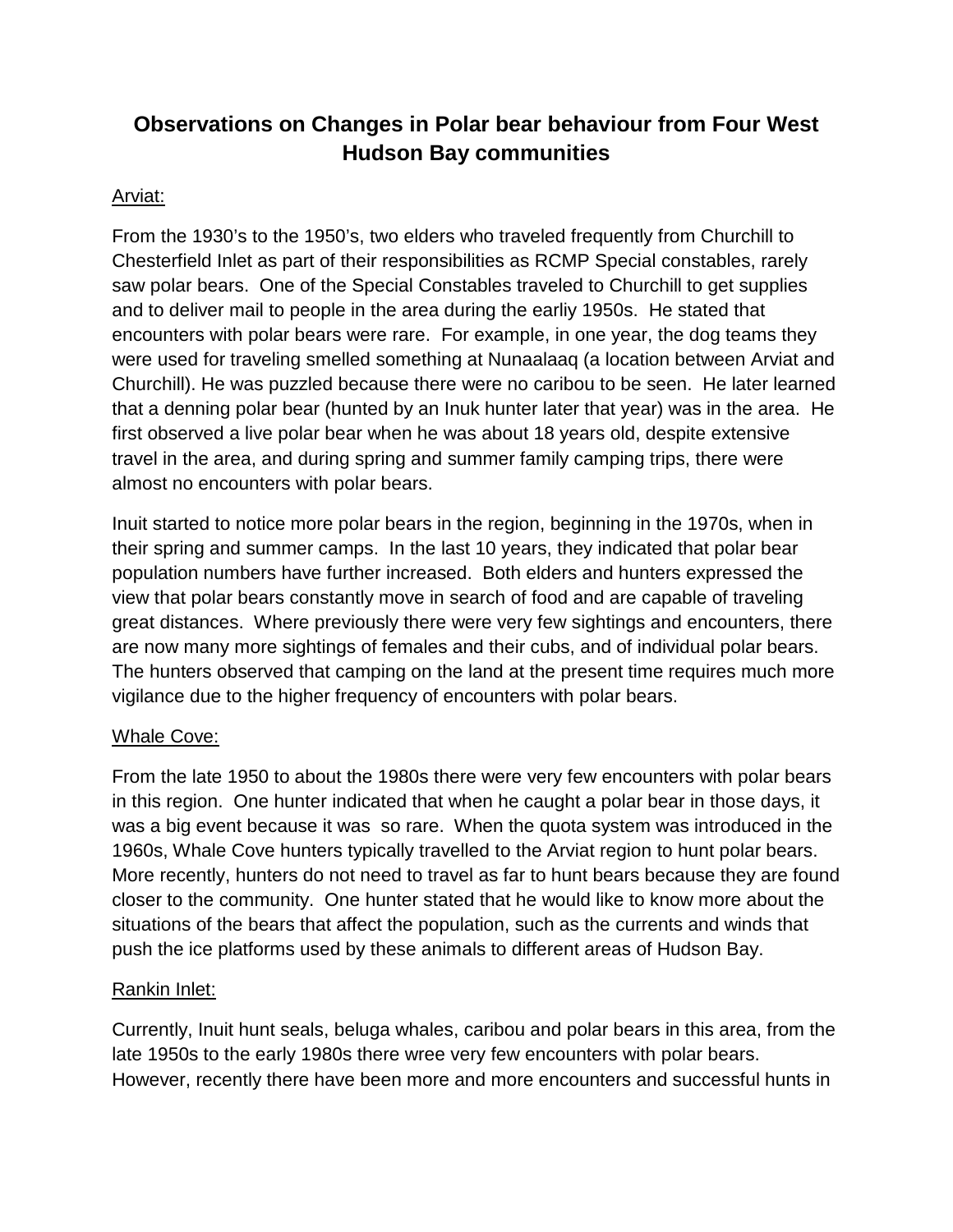# Observations on Changes in Polar bear behaviour from Four West Hudson Bay communities

Arviat:

From the 1930's to the 1950's, two elders who traveled frequently from Churchill to Chesterfield Inlet as part of their responsibilities as RCMP Special constables, rarely saw polar bears. One of the Special Constables traveled to Churchill to get supplies and to deliver mail to people in the area during the earliy 1950s. He stated that encounters with polar bears were rare. For example, in one year, the dog teams they were used for traveling smelled something at Nunaalaaq (a location between Arviat and Churchill). He was puzzled because there were no caribou to be seen. He later learned that a denning polar bear (hunted by an Inuk hunter later that year) was in the area. He first observed a live polar bear when he was about 18 years old, despite extensive travel in the area, and during spring and summer family camping trips, there were almost no encounters with polar bears.

Inuit started to notice more polar bears in the region, beginning in the 1970s, when in their spring and summer camps. In the last 10 years, they indicated that polar bear population numbers have further increased. Both elders and hunters expressed the view that polar bears constantly move in search of food and are capable of traveling great distances. Where previously there were very few sightings and encounters, there are now many more sightings of females and their cubs, and of individual polar bears. The hunters observed that camping on the land at the present time requires much more vigilance due to the higher frequency of encounters with polar bears.

Whale Cove:

From the late 1950 to about the 1980s there were very few encounters with polar bears in this region. One hunter indicated that when he caught a polar bear in those days, it was a big event because it was so rare. When the quota system was introduced in the 1960s, Whale Cove hunters typically travelled to the Arviat region to hunt polar bears. More recently, hunters do not need to travel as far to hunt bears because they are found closer to the community. One hunter stated that he would like to know more about the situations of the bears that affect the population, such as the currents and winds that push the ice platforms used by these animals to different areas of Hudson Bay.

Rankin Inlet:

Currently, Inuit hunt seals, beluga whales, caribou and polar bears in this area, from the late 1950s to the early 1980s there wree very few encounters with polar bears. However, recently there have been more and more encounters and successful hunts in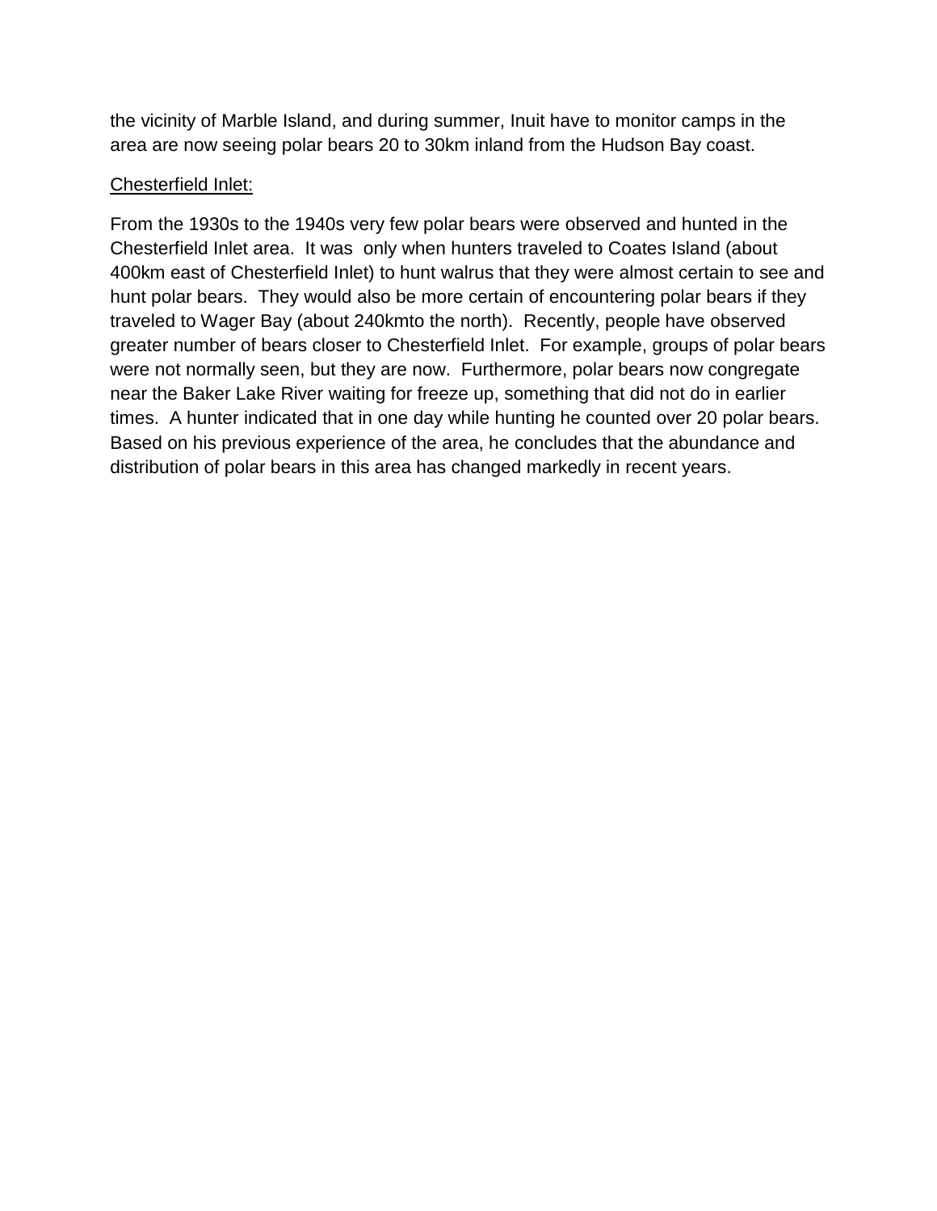the vicinity of Marble Island, and during summer, Inuit have to monitor camps in the area are now seeing polar bears 20 to 30km inland from the Hudson Bay coast.

<u>Chesterfield Inlet:</u>

From the 1930s to the 1940s very few polar bears were observed and hunted in the Chesterfield Inlet area. It was only when hunters traveled to Coates Island (about 400km east of Chesterfield Inlet) to hunt walrus that they were almost certain to see and hunt polar bears. They would also be more certain of encountering polar bears if they traveled to Wager Bay (about 240kmto the north). Recently, people have observed greater number of bears closer to Chesterfield Inlet. For example, groups of polar bears were not normally seen, but they are now. Furthermore, polar bears now congregate near the Baker Lake River waiting for freeze up, something that did not do in earlier times. A hunter indicated that in one day while hunting he counted over 20 polar bears. Based on his previous experience of the area, he concludes that the abundance and distribution of polar bears in this area has changed markedly in recent years.